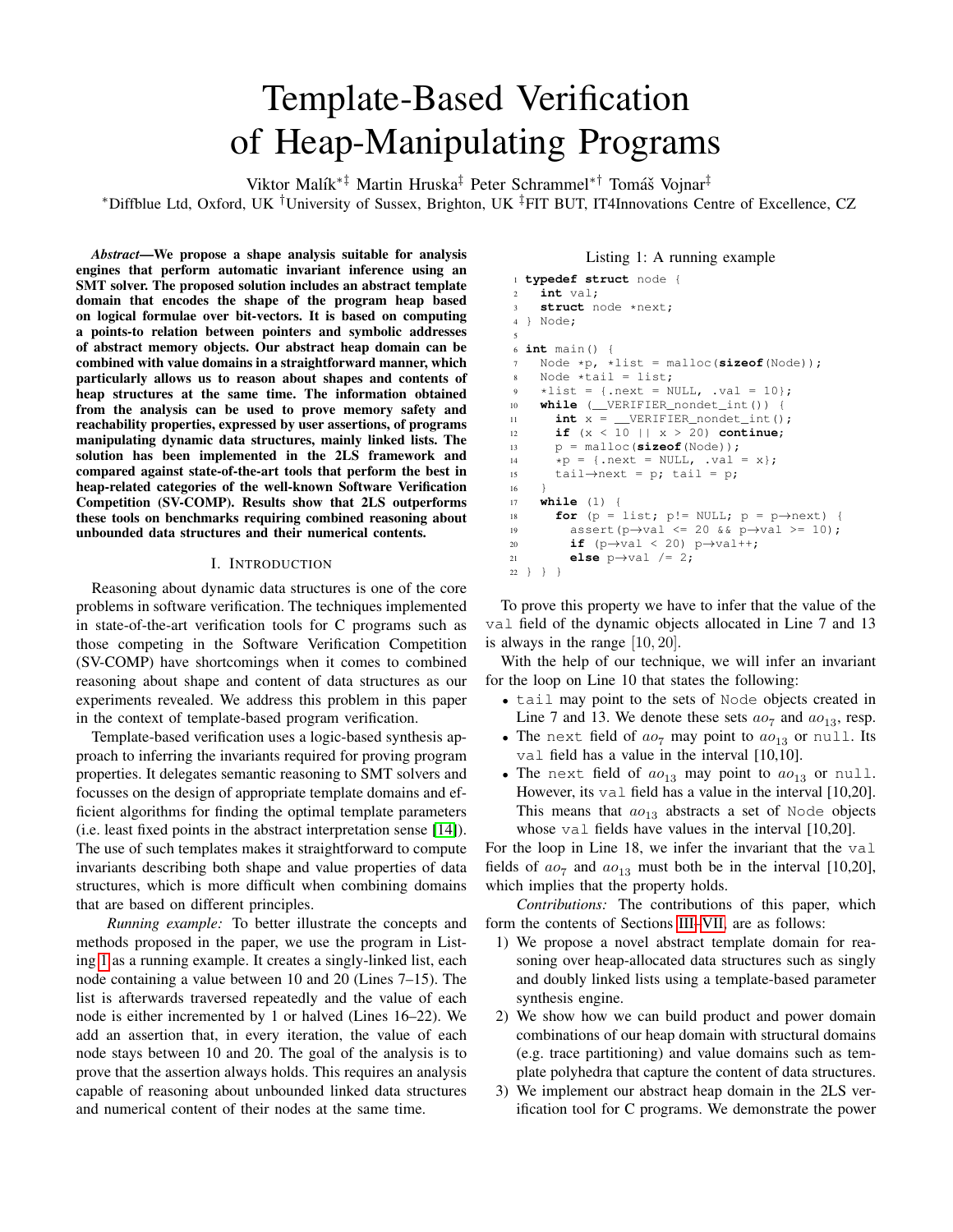# Template-Based Verification of Heap-Manipulating Programs

Viktor Malík[*‡] Martin Hruska[‡] Peter Schrammel[*†] Tomáš Vojnar[‡]

[*]Diffblue Ltd, Oxford, UK [†]University of Sussex, Brighton, UK [‡]FIT BUT, IT4Innovations Centre of Excellence, CZ

***Abstract*—We propose a shape analysis suitable for analysis engines that perform automatic invariant inference using an SMT solver. The proposed solution includes an abstract template domain that encodes the shape of the program heap based on logical formulae over bit-vectors. It is based on computing a points-to relation between pointers and symbolic addresses of abstract memory objects. Our abstract heap domain can be combined with value domains in a straightforward manner, which particularly allows us to reason about shapes and contents of heap structures at the same time. The information obtained from the analysis can be used to prove memory safety and reachability properties, expressed by user assertions, of programs manipulating dynamic data structures, mainly linked lists. The solution has been implemented in the 2LS framework and compared against state-of-the-art tools that perform the best in heap-related categories of the well-known Software Verification Competition (SV-COMP). Results show that 2LS outperforms these tools on benchmarks requiring combined reasoning about unbounded data structures and their numerical contents.**

## I. Introduction

Reasoning about dynamic data structures is one of the core problems in software verification. The techniques implemented in state-of-the-art verification tools for C programs such as those competing in the Software Verification Competition (SV-COMP) have shortcomings when it comes to combined reasoning about shape and content of data structures as our experiments revealed. We address this problem in this paper in the context of template-based program verification.

Template-based verification uses a logic-based synthesis approach to inferring the invariants required for proving program properties. It delegates semantic reasoning to SMT solvers and focusses on the design of appropriate template domains and efficient algorithms for finding the optimal template parameters (i.e. least fixed points in the abstract interpretation sense [14]). The use of such templates makes it straightforward to compute invariants describing both shape and value properties of data structures, which is more difficult when combining domains that are based on different principles.

*Running example:* To better illustrate the concepts and methods proposed in the paper, we use the program in Listing 1 as a running example. It creates a singly-linked list, each node containing a value between 10 and 20 (Lines 7–15). The list is afterwards traversed repeatedly and the value of each node is either incremented by 1 or halved (Lines 16–22). We add an assertion that, in every iteration, the value of each node stays between 10 and 20. The goal of the analysis is to prove that the assertion always holds. This requires an analysis capable of reasoning about unbounded linked data structures and numerical content of their nodes at the same time.

Listing 1: A running example

```
1  typedef struct node {
2    int val;
3    struct node *next;
4  } Node;
5
6  int main() {
7    Node *p, *list = malloc(sizeof(Node));
8    Node *tail = list;
9    *list = {.next = NULL, .val = 10};
10   while (__VERIFIER_nondet_int()) {
11     int x = __VERIFIER_nondet_int();
12     if (x < 10 || x > 20) continue;
13     p = malloc(sizeof(Node));
14     *p = {.next = NULL, .val = x};
15     tail->next = p; tail = p;
16   }
17   while (1) {
18     for (p = list; p!= NULL; p = p->next) {
19       assert(p->val <= 20 && p->val >= 10);
20       if (p->val < 20) p->val++;
21       else p->val /= 2;
22 } } }
```

To prove this property we have to infer that the value of the val field of the dynamic objects allocated in Line 7 and 13 is always in the range $[10, 20]$.

With the help of our technique, we will infer an invariant for the loop on Line 10 that states the following:

- tail may point to the sets of Node objects created in Line 7 and 13. We denote these sets $ao_7$ and $ao_{13}$, resp.
- The next field of $ao_7$ may point to $ao_{13}$ or null. Its val field has a value in the interval [10,10].
- The next field of $ao_{13}$ may point to $ao_{13}$ or null. However, its val field has a value in the interval [10,20]. This means that $ao_{13}$ abstracts a set of Node objects whose val fields have values in the interval [10,20].

For the loop in Line 18, we infer the invariant that the val fields of $ao_7$ and $ao_{13}$ must both be in the interval [10,20], which implies that the property holds.

*Contributions:* The contributions of this paper, which form the contents of Sections III–VII, are as follows:

1) We propose a novel abstract template domain for reasoning over heap-allocated data structures such as singly and doubly linked lists using a template-based parameter synthesis engine.
2) We show how we can build product and power domain combinations of our heap domain with structural domains (e.g. trace partitioning) and value domains such as template polyhedra that capture the content of data structures.
3) We implement our abstract heap domain in the 2LS verification tool for C programs. We demonstrate the power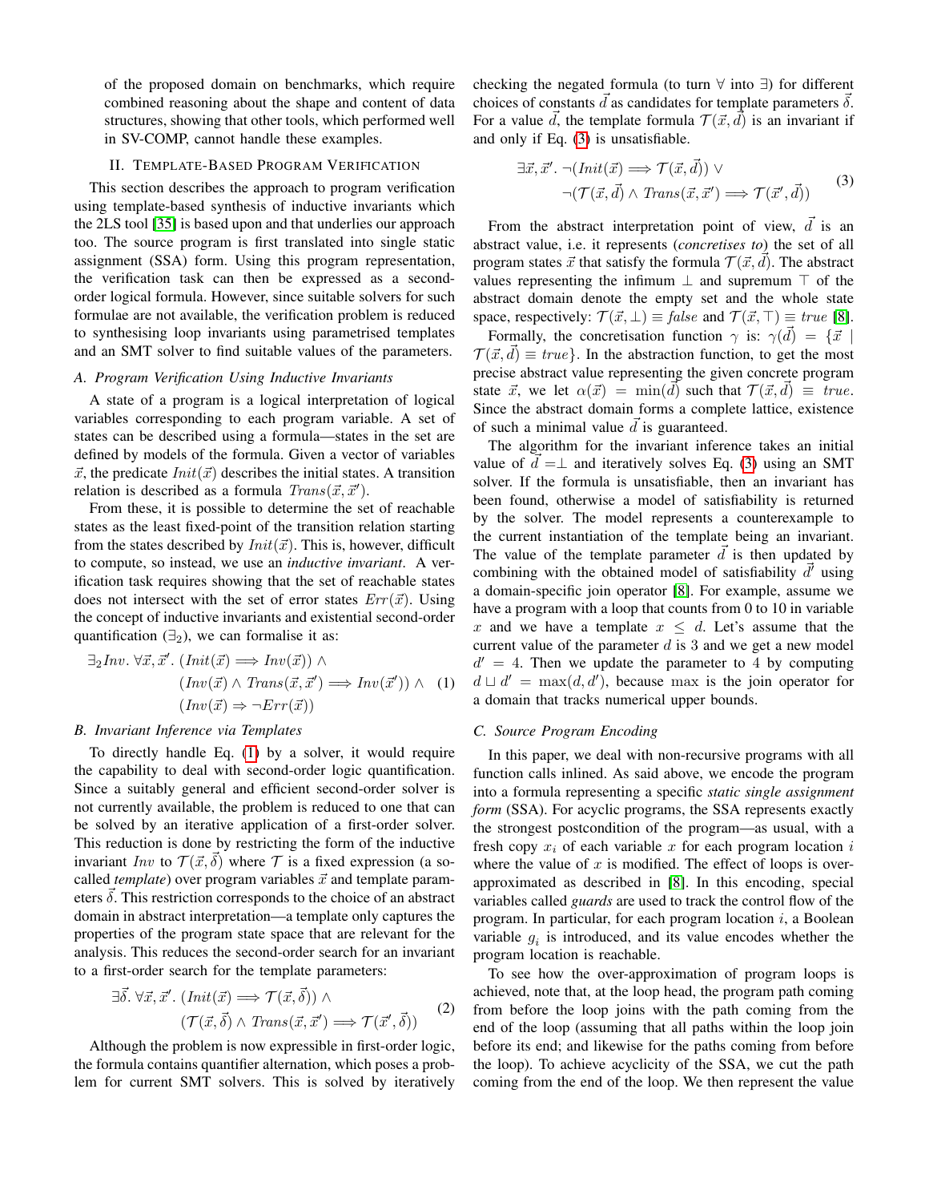of the proposed domain on benchmarks, which require combined reasoning about the shape and content of data structures, showing that other tools, which performed well in SV-COMP, cannot handle these examples.

## II. Template-Based Program Verification

This section describes the approach to program verification using template-based synthesis of inductive invariants which the 2LS tool [35] is based upon and that underlies our approach too. The source program is first translated into single static assignment (SSA) form. Using this program representation, the verification task can then be expressed as a second-order logical formula. However, since suitable solvers for such formulae are not available, the verification problem is reduced to synthesising loop invariants using parametrised templates and an SMT solver to find suitable values of the parameters.

### A. Program Verification Using Inductive Invariants

A state of a program is a logical interpretation of logical variables corresponding to each program variable. A set of states can be described using a formula—states in the set are defined by models of the formula. Given a vector of variables $\vec{x}$, the predicate $Init(\vec{x})$ describes the initial states. A transition relation is described as a formula $Trans(\vec{x}, \vec{x}')$.

From these, it is possible to determine the set of reachable states as the least fixed-point of the transition relation starting from the states described by $Init(\vec{x})$. This is, however, difficult to compute, so instead, we use an *inductive invariant*. A verification task requires showing that the set of reachable states does not intersect with the set of error states $Err(\vec{x})$. Using the concept of inductive invariants and existential second-order quantification ($\exists_2$), we can formalise it as:

$$\begin{aligned} \exists_2 Inv.\ \forall \vec{x}, \vec{x}'.\ & (Init(\vec{x}) \implies Inv(\vec{x})) \wedge \\ & (Inv(\vec{x}) \wedge Trans(\vec{x}, \vec{x}') \implies Inv(\vec{x}')) \wedge \\ & (Inv(\vec{x}) \Rightarrow \neg Err(\vec{x})) \end{aligned} \quad (1)$$

### B. Invariant Inference via Templates

To directly handle Eq. (1) by a solver, it would require the capability to deal with second-order logic quantification. Since a suitably general and efficient second-order solver is not currently available, the problem is reduced to one that can be solved by an iterative application of a first-order solver. This reduction is done by restricting the form of the inductive invariant $Inv$ to $\mathcal{T}(\vec{x}, \vec{\delta})$ where $\mathcal{T}$ is a fixed expression (a so-called *template*) over program variables $\vec{x}$ and template parameters $\vec{\delta}$. This restriction corresponds to the choice of an abstract domain in abstract interpretation—a template only captures the properties of the program state space that are relevant for the analysis. This reduces the second-order search for an invariant to a first-order search for the template parameters:

$$\begin{aligned} \exists \vec{\delta}.\ \forall \vec{x}, \vec{x}'.\ & (Init(\vec{x}) \implies \mathcal{T}(\vec{x}, \vec{\delta})) \wedge \\ & (\mathcal{T}(\vec{x}, \vec{\delta}) \wedge Trans(\vec{x}, \vec{x}') \implies \mathcal{T}(\vec{x}', \vec{\delta})) \end{aligned} \quad (2)$$

Although the problem is now expressible in first-order logic, the formula contains quantifier alternation, which poses a problem for current SMT solvers. This is solved by iteratively checking the negated formula (to turn $\forall$ into $\exists$) for different choices of constants $\vec{d}$ as candidates for template parameters $\vec{\delta}$. For a value $\vec{d}$, the template formula $\mathcal{T}(\vec{x}, \vec{d})$ is an invariant if and only if Eq. (3) is unsatisfiable.

$$\begin{aligned} \exists \vec{x}, \vec{x}'.\ & \neg(Init(\vec{x}) \implies \mathcal{T}(\vec{x}, \vec{d})) \vee \\ & \neg(\mathcal{T}(\vec{x}, \vec{d}) \wedge Trans(\vec{x}, \vec{x}') \implies \mathcal{T}(\vec{x}', \vec{d})) \end{aligned} \quad (3)$$

From the abstract interpretation point of view, $\vec{d}$ is an abstract value, i.e. it represents (*concretises to*) the set of all program states $\vec{x}$ that satisfy the formula $\mathcal{T}(\vec{x}, \vec{d})$. The abstract values representing the infimum $\bot$ and supremum $\top$ of the abstract domain denote the empty set and the whole state space, respectively: $\mathcal{T}(\vec{x}, \bot) \equiv \mathit{false}$ and $\mathcal{T}(\vec{x}, \top) \equiv \mathit{true}$ [8].

Formally, the concretisation function $\gamma$ is: $\gamma(\vec{d}) = \{\vec{x} \mid \mathcal{T}(\vec{x}, \vec{d}) \equiv \mathit{true}\}$. In the abstraction function, to get the most precise abstract value representing the given concrete program state $\vec{x}$, we let $\alpha(\vec{x}) = \min(\vec{d})$ such that $\mathcal{T}(\vec{x}, \vec{d}) \equiv \mathit{true}$. Since the abstract domain forms a complete lattice, existence of such a minimal value $\vec{d}$ is guaranteed.

The algorithm for the invariant inference takes an initial value of $\vec{d} = \bot$ and iteratively solves Eq. (3) using an SMT solver. If the formula is unsatisfiable, then an invariant has been found, otherwise a model of satisfiability is returned by the solver. The model represents a counterexample to the current instantiation of the template being an invariant. The value of the template parameter $\vec{d}$ is then updated by combining with the obtained model of satisfiability $\vec{d'}$ using a domain-specific join operator [8]. For example, assume we have a program with a loop that counts from 0 to 10 in variable $x$ and we have a template $x \leq d$. Let's assume that the current value of the parameter $d$ is 3 and we get a new model $d' = 4$. Then we update the parameter to 4 by computing $d \sqcup d' = \max(d, d')$, because max is the join operator for a domain that tracks numerical upper bounds.

### C. Source Program Encoding

In this paper, we deal with non-recursive programs with all function calls inlined. As said above, we encode the program into a formula representing a specific *static single assignment form* (SSA). For acyclic programs, the SSA represents exactly the strongest postcondition of the program—as usual, with a fresh copy $x_i$ of each variable $x$ for each program location $i$ where the value of $x$ is modified. The effect of loops is over-approximated as described in [8]. In this encoding, special variables called *guards* are used to track the control flow of the program. In particular, for each program location $i$, a Boolean variable $g_i$ is introduced, and its value encodes whether the program location is reachable.

To see how the over-approximation of program loops is achieved, note that, at the loop head, the program path coming from before the loop joins with the path coming from the end of the loop (assuming that all paths within the loop join before its end; and likewise for the paths coming from before the loop). To achieve acyclicity of the SSA, we cut the path coming from the end of the loop. We then represent the value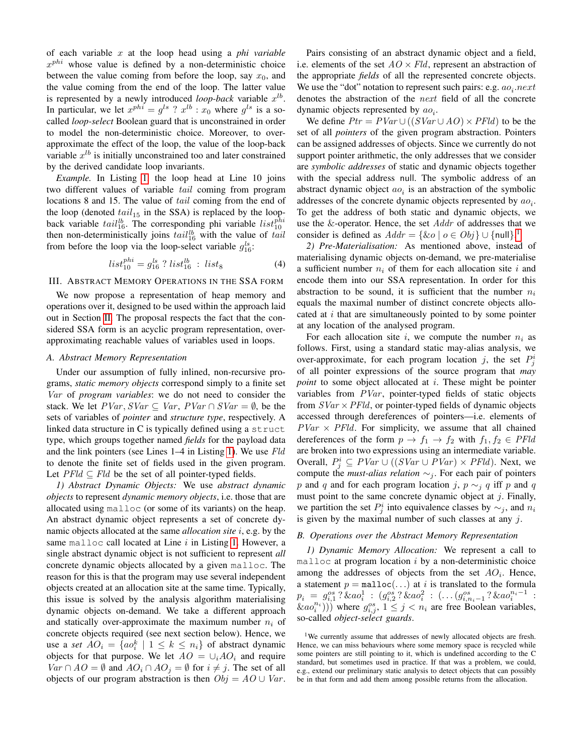of each variable $x$ at the loop head using a *phi variable* $x^{phi}$ whose value is defined by a non-deterministic choice between the value coming from before the loop, say $x_0$, and the value coming from the end of the loop. The latter value is represented by a newly introduced *loop-back* variable $x^{lb}$. In particular, we let $x^{phi} = g^{ls}\ ?\ x^{lb} : x_0$ where $g^{ls}$ is a so-called *loop-select* Boolean guard that is unconstrained in order to model the non-deterministic choice. Moreover, to over-approximate the effect of the loop, the value of the loop-back variable $x^{lb}$ is initially unconstrained too and later constrained by the derived candidate loop invariants.

*Example.* In Listing 1, the loop head at Line 10 joins two different values of variable $tail$ coming from program locations 8 and 15. The value of $tail$ coming from the end of the loop (denoted $tail_{15}$ in the SSA) is replaced by the loop-back variable $tail^{lb}_{16}$. The corresponding phi variable $list^{phi}_{10}$ then non-deterministically joins $tail^{lb}_{16}$ with the value of $tail$ from before the loop via the loop-select variable $g^{ls}_{16}$:

$$list^{phi}_{10} = g^{ls}_{16}\ ?\ list^{lb}_{16}\ :\ list_8 \tag{4}$$

## III. Abstract Memory Operations in the SSA Form

We now propose a representation of heap memory and operations over it, designed to be used within the approach laid out in Section II. The proposal respects the fact that the considered SSA form is an acyclic program representation, over-approximating reachable values of variables used in loops.

### A. Abstract Memory Representation

Under our assumption of fully inlined, non-recursive programs, *static memory objects* correspond simply to a finite set $Var$ of *program variables*: we do not need to consider the stack. We let $PVar, SVar \subseteq Var$, $PVar \cap SVar = \emptyset$, be the sets of variables of *pointer* and *structure type*, respectively. A linked data structure in C is typically defined using a `struct` type, which groups together named *fields* for the payload data and the link pointers (see Lines 1–4 in Listing 1). We use $Fld$ to denote the finite set of fields used in the given program. Let $PFld \subseteq Fld$ be the set of all pointer-typed fields.

*1) Abstract Dynamic Objects:* We use *abstract dynamic objects* to represent *dynamic memory objects*, i.e. those that are allocated using `malloc` (or some of its variants) on the heap. An abstract dynamic object represents a set of concrete dynamic objects allocated at the same *allocation site* $i$, e.g. by the same `malloc` call located at Line $i$ in Listing 1. However, a single abstract dynamic object is not sufficient to represent *all* concrete dynamic objects allocated by a given `malloc`. The reason for this is that the program may use several independent objects created at an allocation site at the same time. Typically, this issue is solved by the analysis algorithm materialising dynamic objects on-demand. We take a different approach and statically over-approximate the maximum number $n_i$ of concrete objects required (see next section below). Hence, we use a *set* $AO_i = \{ao^k_i \mid 1 \leq k \leq n_i\}$ of abstract dynamic objects for that purpose. We let $AO = \cup_i AO_i$ and require $Var \cap AO = \emptyset$ and $AO_i \cap AO_j = \emptyset$ for $i \neq j$. The set of all objects of our program abstraction is then $Obj = AO \cup Var$.

Pairs consisting of an abstract dynamic object and a field, i.e. elements of the set $AO \times Fld$, represent an abstraction of the appropriate *fields* of all the represented concrete objects. We use the "dot" notation to represent such pairs: e.g. $ao_i.next$ denotes the abstraction of the $next$ field of all the concrete dynamic objects represented by $ao_i$.

We define $Ptr = PVar \cup ((SVar \cup AO) \times PFld)$ to be the set of all *pointers* of the given program abstraction. Pointers can be assigned addresses of objects. Since we currently do not support pointer arithmetic, the only addresses that we consider are *symbolic addresses* of static and dynamic objects together with the special address null. The symbolic address of an abstract dynamic object $ao_i$ is an abstraction of the symbolic addresses of the concrete dynamic objects represented by $ao_i$. To get the address of both static and dynamic objects, we use the &-operator. Hence, the set $Addr$ of addresses that we consider is defined as $Addr = \{\&o \mid o \in Obj\} \cup \{\text{null}\}$.[1]

*2) Pre-Materialisation:* As mentioned above, instead of materialising dynamic objects on-demand, we pre-materialise a sufficient number $n_i$ of them for each allocation site $i$ and encode them into our SSA representation. In order for this abstraction to be sound, it is sufficient that the number $n_i$ equals the maximal number of distinct concrete objects allocated at $i$ that are simultaneously pointed to by some pointer at any location of the analysed program.

For each allocation site $i$, we compute the number $n_i$ as follows. First, using a standard static may-alias analysis, we over-approximate, for each program location $j$, the set $P^i_j$ of all pointer expressions of the source program that *may point* to some object allocated at $i$. These might be pointer variables from $PVar$, pointer-typed fields of static objects from $SVar \times PFld$, or pointer-typed fields of dynamic objects accessed through dereferences of pointers—i.e. elements of $PVar \times PFld$. For simplicity, we assume that all chained dereferences of the form $p \to f_1 \to f_2$ with $f_1, f_2 \in PFld$ are broken into two expressions using an intermediate variable. Overall, $P^i_j \subseteq PVar \cup ((SVar \cup PVar) \times PFld)$. Next, we compute the *must-alias relation* $\sim_j$. For each pair of pointers $p$ and $q$ and for each program location $j$, $p \sim_j q$ iff $p$ and $q$ must point to the same concrete dynamic object at $j$. Finally, we partition the set $P^i_j$ into equivalence classes by $\sim_j$, and $n_i$ is given by the maximal number of such classes at any $j$.

### B. Operations over the Abstract Memory Representation

*1) Dynamic Memory Allocation:* We represent a call to `malloc` at program location $i$ by a non-deterministic choice among the addresses of objects from the set $AO_i$. Hence, a statement $p = \texttt{malloc}(\ldots)$ at $i$ is translated to the formula $p_i = g^{os}_{i,1}\ ?\ \&ao^1_i\ :\ (g^{os}_{i,2}\ ?\ \&ao^2_i\ :\ (\ldots(g^{os}_{i,n_i-1}\ ?\ \&ao^{n_i-1}_i : \&ao^{n_i}_i)))$ where $g^{os}_{i,j}$, $1 \leq j < n_i$ are free Boolean variables, so-called *object-select guards*.

[1] We currently assume that addresses of newly allocated objects are fresh. Hence, we can miss behaviours where some memory space is recycled while some pointers are still pointing to it, which is undefined according to the C standard, but sometimes used in practice. If that was a problem, we could, e.g., extend our preliminary static analysis to detect objects that can possibly be in that form and add them among possible returns from the allocation.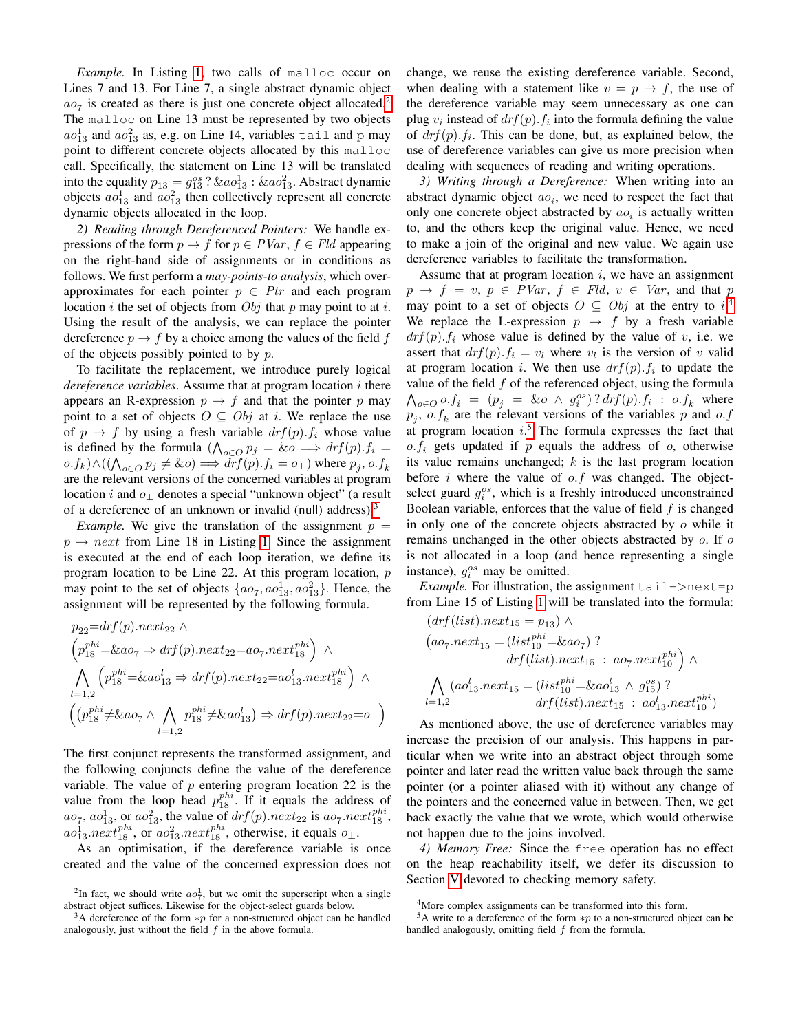*Example.* In Listing 1, two calls of `malloc` occur on Lines 7 and 13. For Line 7, a single abstract dynamic object $ao_7$ is created as there is just one concrete object allocated.[2] The `malloc` on Line 13 must be represented by two objects $ao_{13}^1$ and $ao_{13}^2$ as, e.g. on Line 14, variables `tail` and `p` may point to different concrete objects allocated by this `malloc` call. Specifically, the statement on Line 13 will be translated into the equality $p_{13} = g_{13}^{os}\,?\,\&ao_{13}^1 : \&ao_{13}^2$. Abstract dynamic objects $ao_{13}^1$ and $ao_{13}^2$ then collectively represent all concrete dynamic objects allocated in the loop.

*2) Reading through Dereferenced Pointers:* We handle expressions of the form $p \rightarrow f$ for $p \in PVar$, $f \in Fld$ appearing on the right-hand side of assignments or in conditions as follows. We first perform a *may-points-to analysis*, which over-approximates for each pointer $p \in Ptr$ and each program location $i$ the set of objects from $Obj$ that $p$ may point to at $i$. Using the result of the analysis, we can replace the pointer dereference $p \rightarrow f$ by a choice among the values of the field $f$ of the objects possibly pointed to by $p$.

To facilitate the replacement, we introduce purely logical *dereference variables*. Assume that at program location $i$ there appears an R-expression $p \rightarrow f$ and that the pointer $p$ may point to a set of objects $O \subseteq Obj$ at $i$. We replace the use of $p \rightarrow f$ by using a fresh variable $drf(p).f_i$ whose value is defined by the formula $(\bigwedge_{o \in O} p_j = \&o \Longrightarrow drf(p).f_i = o.f_k) \wedge ((\bigwedge_{o \in O} p_j \neq \&o) \Longrightarrow drf(p).f_i = o_\perp)$ where $p_j, o.f_k$ are the relevant versions of the concerned variables at program location $i$ and $o_\perp$ denotes a special "unknown object" (a result of a dereference of an unknown or invalid (null) address).[3]

*Example.* We give the translation of the assignment $p = p \rightarrow next$ from Line 18 in Listing 1. Since the assignment is executed at the end of each loop iteration, we define its program location to be Line 22. At this program location, $p$ may point to the set of objects $\{ao_7, ao_{13}^1, ao_{13}^2\}$. Hence, the assignment will be represented by the following formula.

$$
\begin{aligned}
& p_{22}{=}drf(p).next_{22} \wedge \\
& \left(p_{18}^{phi}{=}\&ao_7 \Rightarrow drf(p).next_{22}{=}ao_7.next_{18}^{phi}\right) \wedge \\
& \bigwedge_{l=1,2} \left(p_{18}^{phi}{=}\&ao_{13}^l \Rightarrow drf(p).next_{22}{=}ao_{13}^l.next_{18}^{phi}\right) \wedge \\
& \left(\left(p_{18}^{phi}{\neq}\&ao_7 \wedge \bigwedge_{l=1,2} p_{18}^{phi}{\neq}\&ao_{13}^l\right) \Rightarrow drf(p).next_{22}{=}o_\perp\right)
\end{aligned}
$$

The first conjunct represents the transformed assignment, and the following conjuncts define the value of the dereference variable. The value of $p$ entering program location 22 is the value from the loop head $p_{18}^{phi}$. If it equals the address of $ao_7$, $ao_{13}^1$, or $ao_{13}^2$, the value of $drf(p).next_{22}$ is $ao_7.next_{18}^{phi}$, $ao_{13}^1.next_{18}^{phi}$, or $ao_{13}^2.next_{18}^{phi}$, otherwise, it equals $o_\perp$.

As an optimisation, if the dereference variable is once created and the value of the concerned expression does not change, we reuse the existing dereference variable. Second, when dealing with a statement like $v = p \rightarrow f$, the use of the dereference variable may seem unnecessary as one can plug $v_i$ instead of $drf(p).f_i$ into the formula defining the value of $drf(p).f_i$. This can be done, but, as explained below, the use of dereference variables can give us more precision when dealing with sequences of reading and writing operations.

*3) Writing through a Dereference:* When writing into an abstract dynamic object $ao_i$, we need to respect the fact that only one concrete object abstracted by $ao_i$ is actually written to, and the others keep the original value. Hence, we need to make a join of the original and new value. We again use dereference variables to facilitate the transformation.

Assume that at program location $i$, we have an assignment $p \rightarrow f = v$, $p \in PVar$, $f \in Fld$, $v \in Var$, and that $p$ may point to a set of objects $O \subseteq Obj$ at the entry to $i$.[4] We replace the L-expression $p \rightarrow f$ by a fresh variable $drf(p).f_i$ whose value is defined by the value of $v$, i.e. we assert that $drf(p).f_i = v_l$ where $v_l$ the version of $v$ valid at program location $i$. We then use $drf(p).f_i$ to update the value of the field $f$ of the referenced object, using the formula $\bigwedge_{o \in O} o.f_i = (p_j = \&o \wedge g_i^{os})\,?\,drf(p).f_i : o.f_k$ where $p_j$, $o.f_k$ are the relevant versions of the variables $p$ and $o.f$ at program location $i$.[5] The formula expresses the fact that $o.f_i$ gets updated if $p$ equals the address of $o$, otherwise its value remains unchanged; $k$ is the last program location before $i$ where the value of $o.f$ was changed. The object-select guard $g_i^{os}$, which is a freshly introduced unconstrained Boolean variable, enforces that the value of field $f$ is changed in only one of the concrete objects abstracted by $o$ while it remains unchanged in the other objects abstracted by $o$. If $o$ is not allocated in a loop (and hence representing a single instance), $g_i^{os}$ may be omitted.

*Example.* For illustration, the assignment `tail->next=p` from Line 15 of Listing 1 will be translated into the formula:

$$
\begin{aligned}
& (drf(list).next_{15} = p_{13}) \wedge \\
& \left(ao_7.next_{15} = (list_{10}^{phi}{=}\&ao_7)\ ?\ drf(list).next_{15}\ :\ ao_7.next_{10}^{phi}\right) \wedge \\
& \bigwedge_{l=1,2} \left(ao_{13}^l.next_{15} = (list_{10}^{phi}{=}\&ao_{13}^l \wedge g_{15}^{os})\ ?\ drf(list).next_{15}\ :\ ao_{13}^l.next_{10}^{phi}\right)
\end{aligned}
$$

As mentioned above, the use of dereference variables may increase the precision of our analysis. This happens in particular when we write into an abstract object through some pointer and later read the written value back through the same pointer (or a pointer aliased with it) without any change of the pointers and the concerned value in between. Then, we get back exactly the value that we wrote, which would otherwise not happen due to the joins involved.

*4) Memory Free:* Since the `free` operation has no effect on the heap reachability itself, we defer its discussion to Section V devoted to checking memory safety.

---

[2] In fact, we should write $ao_7^1$, but we omit the superscript when a single abstract object suffices. Likewise for the object-select guards below.

[3] A dereference of the form $*p$ for a non-structured object can be handled analogously, just without the field $f$ in the above formula.

[4] More complex assignments can be transformed into this form.

[5] A write to a dereference of the form $*p$ to a non-structured object can be handled analogously, omitting field $f$ from the formula.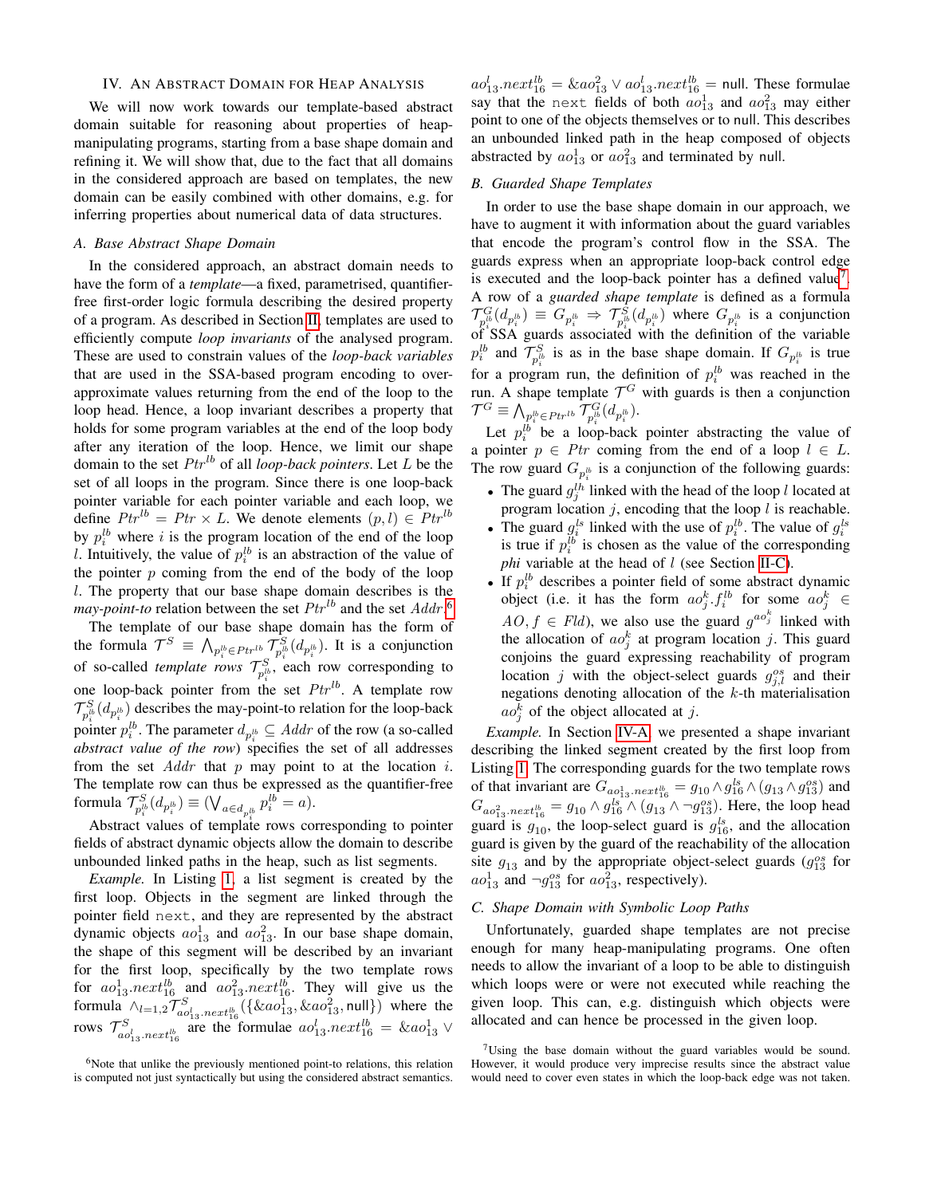## IV. An Abstract Domain for Heap Analysis

We will now work towards our template-based abstract domain suitable for reasoning about properties of heap-manipulating programs, starting from a base shape domain and refining it. We will show that, due to the fact that all domains in the considered approach are based on templates, the new domain can be easily combined with other domains, e.g. for inferring properties about numerical data of data structures.

### A. Base Abstract Shape Domain

In the considered approach, an abstract domain needs to have the form of a *template*—a fixed, parametrised, quantifier-free first-order logic formula describing the desired property of a program. As described in Section II, templates are used to efficiently compute *loop invariants* of the analysed program. These are used to constrain values of the *loop-back variables* that are used in the SSA-based program encoding to over-approximate values returning from the end of the loop to the loop head. Hence, a loop invariant describes a property that holds for some program variables at the end of the loop body after any iteration of the loop. Hence, we limit our shape domain to the set $Ptr^{lb}$ of all *loop-back pointers*. Let $L$ be the set of all loops in the program. Since there is one loop-back pointer variable for each pointer variable and each loop, we define $Ptr^{lb} = Ptr \times L$. We denote elements $(p, l) \in Ptr^{lb}$ by $p_i^{lb}$ where $i$ is the program location of the end of the loop $l$. Intuitively, the value of $p_i^{lb}$ is an abstraction of the value of the pointer $p$ coming from the end of the body of the loop $l$. The property that our base shape domain describes is the *may-point-to* relation between the set $Ptr^{lb}$ and the set $Addr$.[6]

The template of our base shape domain has the form of the formula $\mathcal{T}^S \equiv \bigwedge_{p_i^{lb} \in Ptr^{lb}} \mathcal{T}^S_{p_i^{lb}}(d_{p_i^{lb}})$. It is a conjunction of so-called *template rows* $\mathcal{T}^S_{p_i^{lb}}$, each row corresponding to one loop-back pointer from the set $Ptr^{lb}$. A template row $\mathcal{T}^S_{p_i^{lb}}(d_{p_i^{lb}})$ describes the may-point-to relation for the loop-back pointer $p_i^{lb}$. The parameter $d_{p_i^{lb}} \subseteq Addr$ of the row (a so-called *abstract value of the row*) specifies the set of all addresses from the set $Addr$ that $p$ may point to at the location $i$. The template row can thus be expressed as the quantifier-free formula $\mathcal{T}^S_{p_i^{lb}}(d_{p_i^{lb}}) \equiv (\bigvee_{a \in d_{p_i^{lb}}} p_i^{lb} = a)$.

Abstract values of template rows corresponding to pointer fields of abstract dynamic objects allow the domain to describe unbounded linked paths in the heap, such as list segments.

*Example.* In Listing 1, a list segment is created by the first loop. Objects in the segment are linked through the pointer field `next`, and they are represented by the abstract dynamic objects $ao^1_{13}$ and $ao^2_{13}$. In our base shape domain, the shape of this segment will be described by an invariant for the first loop, specifically by the two template rows for $ao^1_{13}.next^{lb}_{16}$ and $ao^2_{13}.next^{lb}_{16}$. They will give us the formula $\wedge_{l=1,2} \mathcal{T}^S_{ao^l_{13}.next^{lb}_{16}}(\{\&ao^1_{13}, \&ao^2_{13}, \mathsf{null}\})$ where the rows $\mathcal{T}^S_{ao^l_{13}.next^{lb}_{16}}$ are the formulae $ao^l_{13}.next^{lb}_{16} = \&ao^1_{13} \vee ao^l_{13}.next^{lb}_{16} = \&ao^2_{13} \vee ao^l_{13}.next^{lb}_{16} = \mathsf{null}$. These formulae say that the `next` fields of both $ao^1_{13}$ and $ao^2_{13}$ may either point to one of the objects themselves or to null. This describes an unbounded linked path in the heap composed of objects abstracted by $ao^1_{13}$ or $ao^2_{13}$ and terminated by null.

### B. Guarded Shape Templates

In order to use the base shape domain in our approach, we have to augment it with information about the guard variables that encode the program's control flow in the SSA. The guards express when an appropriate loop-back control edge is executed and the loop-back pointer has a defined value[7]. A row of a *guarded shape template* is defined as a formula $\mathcal{T}^G_{p_i^{lb}}(d_{p_i^{lb}}) \equiv G_{p_i^{lb}} \Rightarrow \mathcal{T}^S_{p_i^{lb}}(d_{p_i^{lb}})$ where $G_{p_i^{lb}}$ is a conjunction of SSA guards associated with the definition of the variable $p_i^{lb}$ and $\mathcal{T}^S_{p_i^{lb}}$ is as in the base shape domain. If $G_{p_i^{lb}}$ is true for a program run, the definition of $p_i^{lb}$ was reached in the run. A shape template $\mathcal{T}^G$ with guards is then a conjunction $\mathcal{T}^G \equiv \bigwedge_{p_i^{lb} \in Ptr^{lb}} \mathcal{T}^G_{p_i^{lb}}(d_{p_i^{lb}})$.

Let $p_i^{lb}$ be a loop-back pointer abstracting the value of a pointer $p \in Ptr$ coming from the end of a loop $l \in L$. The row guard $G_{p_i^{lb}}$ is a conjunction of the following guards:

- The guard $g_j^{lh}$ linked with the head of the loop $l$ located at program location $j$, encoding that the loop $l$ is reachable.
- The guard $g_i^{ls}$ linked with the use of $p_i^{lb}$. The value of $g_i^{ls}$ is true if $p_i^{lb}$ is chosen as the value of the corresponding *phi* variable at the head of $l$ (see Section II-C).
- If $p_i^{lb}$ describes a pointer field of some abstract dynamic object (i.e. it has the form $ao^k_j.f^{lb}_i$ for some $ao^k_j \in AO, f \in Fld$), we also use the guard $g^{ao^k_j}$ linked with the allocation of $ao^k_j$ at program location $j$. This guard conjoins the guard expressing reachability of program location $j$ with the object-select guards $g^{os}_{j,l}$ and their negations denoting allocation of the $k$-th materialisation $ao^k_j$ of the object allocated at $j$.

*Example.* In Section IV-A, we presented a shape invariant describing the linked segment created by the first loop from Listing 1. The corresponding guards for the two template rows of that invariant are $G_{ao^1_{13}.next^{lb}_{16}} = g_{10} \wedge g^{ls}_{16} \wedge (g_{13} \wedge g^{os}_{13})$ and $G_{ao^2_{13}.next^{lb}_{16}} = g_{10} \wedge g^{ls}_{16} \wedge (g_{13} \wedge \neg g^{os}_{13})$. Here, the loop head guard is $g_{10}$, the loop-select guard is $g^{ls}_{16}$, and the allocation guard is given by the guard of the reachability of the allocation site $g_{13}$ and by the appropriate object-select guards ($g^{os}_{13}$ for $ao^1_{13}$ and $\neg g^{os}_{13}$ for $ao^2_{13}$, respectively).

### C. Shape Domain with Symbolic Loop Paths

Unfortunately, guarded shape templates are not precise enough for many heap-manipulating programs. One often needs to allow the invariant of a loop to be able to distinguish which loops were or were not executed while reaching the given loop. This can, e.g. distinguish which objects were allocated and can hence be processed in the given loop.

---

[6] Note that unlike the previously mentioned point-to relations, this relation is computed not just syntactically but using the considered abstract semantics.

[7] Using the base domain without the guard variables would be sound. However, it would produce very imprecise results since the abstract value would need to cover even states in which the loop-back edge was not taken.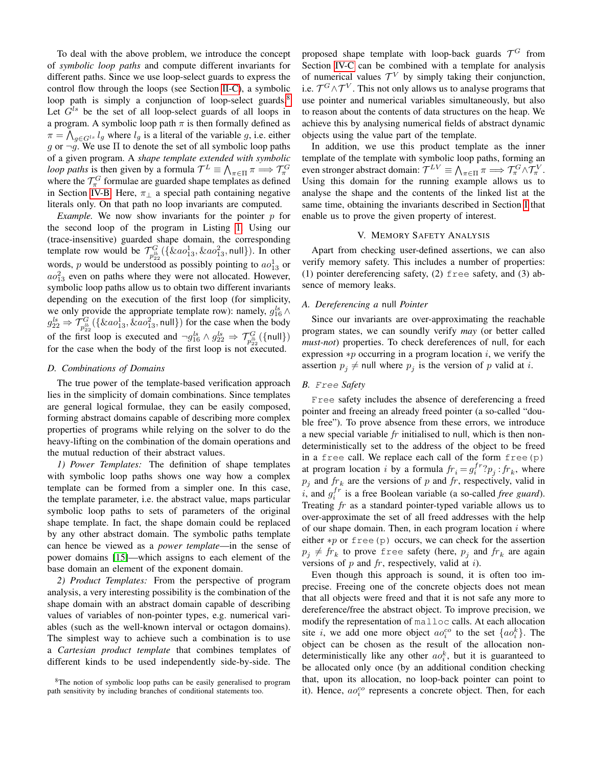To deal with the above problem, we introduce the concept of *symbolic loop paths* and compute different invariants for different paths. Since we use loop-select guards to express the control flow through the loops (see Section II-C), a symbolic loop path is simply a conjunction of loop-select guards.[8] Let $G^{ls}$ be the set of all loop-select guards of all loops in a program. A symbolic loop path $\pi$ is then formally defined as $\pi = \bigwedge_{g \in G^{ls}} l_g$ where $l_g$ is a literal of the variable $g$, i.e. either $g$ or $\neg g$. We use $\Pi$ to denote the set of all symbolic loop paths of a given program. A *shape template extended with symbolic loop paths* is then given by a formula $\mathcal{T}^L \equiv \bigwedge_{\pi \in \Pi} \pi \implies \mathcal{T}^G_\pi$ where the $\mathcal{T}^G_\pi$ formulae are guarded shape templates as defined in Section IV-B. Here, $\pi_\perp$ a special path containing negative literals only. On that path no loop invariants are computed.

*Example.* We now show invariants for the pointer $p$ for the second loop of the program in Listing 1. Using our (trace-insensitive) guarded shape domain, the corresponding template row would be $\mathcal{T}^G_{p^{lb}_{22}}(\{\&ao^1_{13}, \&ao^2_{13}, \mathsf{null}\})$. In other words, $p$ would be understood as possibly pointing to $ao^1_{13}$ or $ao^2_{13}$ even on paths where they were not allocated. However, symbolic loop paths allow us to obtain two different invariants depending on the execution of the first loop (for simplicity, we only provide the appropriate template row): namely, $g^{ls}_{16} \wedge g^{ls}_{22} \Rightarrow \mathcal{T}^G_{p^{lb}_{22}}(\{\&ao^1_{13}, \&ao^2_{13}, \mathsf{null}\})$ for the case when the body of the first loop is executed and $\neg g^{ls}_{16} \wedge g^{ls}_{22} \Rightarrow \mathcal{T}^G_{p^{lb}_{22}}(\{\mathsf{null}\})$ for the case when the body of the first loop is not executed.

### D. Combinations of Domains

The true power of the template-based verification approach lies in the simplicity of domain combinations. Since templates are general logical formulae, they can be easily composed, forming abstract domains capable of describing more complex properties of programs while relying on the solver to do the heavy-lifting on the combination of the domain operations and the mutual reduction of their abstract values.

*1) Power Templates:* The definition of shape templates with symbolic loop paths shows one way how a complex template can be formed from a simpler one. In this case, the template parameter, i.e. the abstract value, maps particular symbolic loop paths to sets of parameters of the original shape template. In fact, the shape domain could be replaced by any other abstract domain. The symbolic paths template can hence be viewed as a *power template*—in the sense of power domains [15]—which assigns to each element of the base domain an element of the exponent domain.

*2) Product Templates:* From the perspective of program analysis, a very interesting possibility is the combination of the shape domain with an abstract domain capable of describing values of variables of non-pointer types, e.g. numerical variables (such as the well-known interval or octagon domains). The simplest way to achieve such a combination is to use a *Cartesian product template* that combines templates of different kinds to be used independently side-by-side. The proposed shape template with loop-back guards $\mathcal{T}^G$ from Section IV-C can be combined with a template for analysis of numerical values $\mathcal{T}^V$ by simply taking their conjunction, i.e. $\mathcal{T}^G \wedge \mathcal{T}^V$. This not only allows us to analyse programs that use pointer and numerical variables simultaneously, but also to reason about the contents of data structures on the heap. We achieve this by analysing numerical fields of abstract dynamic objects using the value part of the template.

In addition, we use this product template as the inner template of the template with symbolic loop paths, forming an even stronger abstract domain: $\mathcal{T}^{LV} \equiv \bigwedge_{\pi \in \Pi} \pi \implies \mathcal{T}^G_\pi \wedge \mathcal{T}^V_\pi$. Using this domain for the running example allows us to analyse the shape and the contents of the linked list at the same time, obtaining the invariants described in Section I that enable us to prove the given property of interest.

## V. Memory Safety Analysis

Apart from checking user-defined assertions, we can also verify memory safety. This includes a number of properties: (1) pointer dereferencing safety, (2) `free` safety, and (3) absence of memory leaks.

### A. Dereferencing a null Pointer

Since our invariants are over-approximating the reachable program states, we can soundly verify *may* (or better called *must-not*) properties. To check dereferences of null, for each expression $*p$ occurring in a program location $i$, we verify the assertion $p_j \neq \mathsf{null}$ where $p_j$ is the version of $p$ valid at $i$.

### B. Free Safety

`Free` safety includes the absence of dereferencing a freed pointer and freeing an already freed pointer (a so-called "double free"). To prove absence from these errors, we introduce a new special variable $fr$ initialised to null, which is then non-deterministically set to the address of the object to be freed in a `free` call. We replace each call of the form `free(p)` at program location $i$ by a formula $fr_i = g^{fr}_i ? p_j : fr_k$, where $p_j$ and $fr_k$ are the versions of $p$ and $fr$, respectively, valid in $i$, and $g^{fr}_i$ is a free Boolean variable (a so-called *free guard*). Treating $fr$ as a standard pointer-typed variable allows us to over-approximate the set of all freed addresses with the help of our shape domain. Then, in each program location $i$ where either $*p$ or `free(p)` occurs, we can check for the assertion $p_j \neq fr_k$ to prove `free` safety (here, $p_j$ and $fr_k$ are again versions of $p$ and $fr$, respectively, valid at $i$).

Even though this approach is sound, it is often too imprecise. Freeing one of the concrete objects does not mean that all objects were freed and that it is not safe any more to dereference/free the abstract object. To improve precision, we modify the representation of `malloc` calls. At each allocation site $i$, we add one more object $ao^{co}_i$ to the set $\{ao^k_i\}$. The object can be chosen as the result of the allocation non-deterministically like any other $ao^k_i$, but it is guaranteed to be allocated only once (by an additional condition checking that, upon its allocation, no loop-back pointer can point to it). Hence, $ao^{co}_i$ represents a concrete object. Then, for each

[8] The notion of symbolic loop paths can be easily generalised to program path sensitivity by including branches of conditional statements too.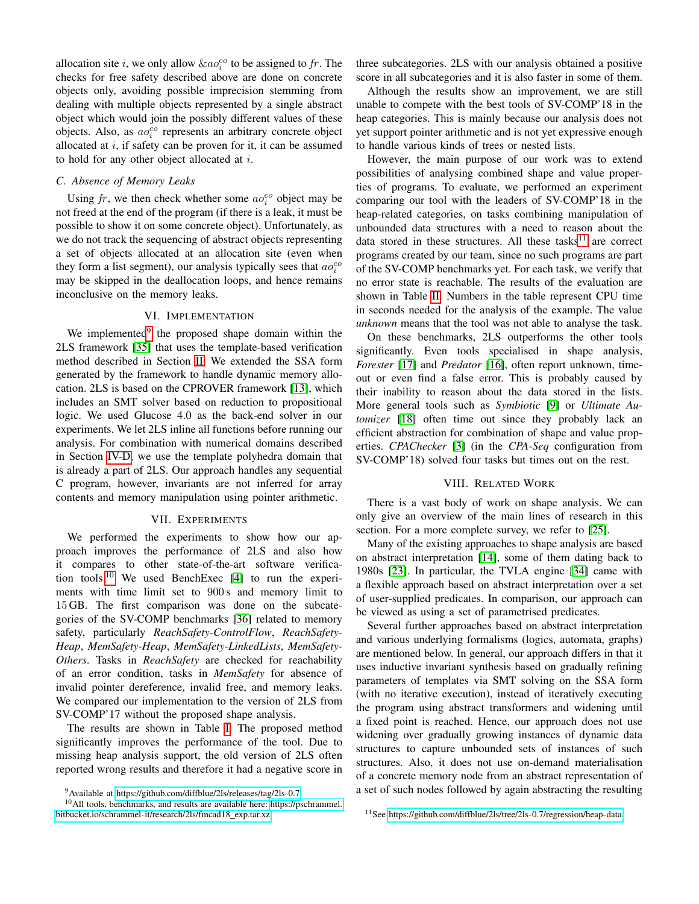allocation site $i$, we only allow $\&ao_i^{co}$ to be assigned to $fr$. The checks for free safety described above are done on concrete objects only, avoiding possible imprecision stemming from dealing with multiple objects represented by a single abstract object which would join the possibly different values of these objects. Also, as $ao_i^{co}$ represents an arbitrary concrete object allocated at $i$, if safety can be proven for it, it can be assumed to hold for any other object allocated at $i$.

### C. Absence of Memory Leaks

Using $fr$, we then check whether some $ao_i^{co}$ object may be not freed at the end of the program (if there is a leak, it must be possible to show it on some concrete object). Unfortunately, as we do not track the sequencing of abstract objects representing a set of objects allocated at an allocation site (even when they form a list segment), our analysis typically sees that $ao_i^{co}$ may be skipped in the deallocation loops, and hence remains inconclusive on the memory leaks.

## VI. Implementation

We implemented[9] the proposed shape domain within the 2LS framework [35] that uses the template-based verification method described in Section II. We extended the SSA form generated by the framework to handle dynamic memory allocation. 2LS is based on the CPROVER framework [13], which includes an SMT solver based on reduction to propositional logic. We used Glucose 4.0 as the back-end solver in our experiments. We let 2LS inline all functions before running our analysis. For combination with numerical domains described in Section IV-D, we use the template polyhedra domain that is already a part of 2LS. Our approach handles any sequential C program, however, invariants are not inferred for array contents and memory manipulation using pointer arithmetic.

## VII. Experiments

We performed the experiments to show how our approach improves the performance of 2LS and also how it compares to other state-of-the-art software verification tools.[10] We used BenchExec [4] to run the experiments with time limit set to 900 s and memory limit to 15 GB. The first comparison was done on the subcategories of the SV-COMP benchmarks [36] related to memory safety, particularly *ReachSafety-ControlFlow*, *ReachSafety-Heap*, *MemSafety-Heap*, *MemSafety-LinkedLists*, *MemSafety-Others*. Tasks in *ReachSafety* are checked for reachability of an error condition, tasks in *MemSafety* for absence of invalid pointer dereference, invalid free, and memory leaks. We compared our implementation to the version of 2LS from SV-COMP'17 without the proposed shape analysis.

The results are shown in Table I. The proposed method significantly improves the performance of the tool. Due to missing heap analysis support, the old version of 2LS often reported wrong results and therefore it had a negative score in three subcategories. 2LS with our analysis obtained a positive score in all subcategories and it is also faster in some of them.

Although the results show an improvement, we are still unable to compete with the best tools of SV-COMP'18 in the heap categories. This is mainly because our analysis does not yet support pointer arithmetic and is not yet expressive enough to handle various kinds of trees or nested lists.

However, the main purpose of our work was to extend possibilities of analysing combined shape and value properties of programs. To evaluate, we performed an experiment comparing our tool with the leaders of SV-COMP'18 in the heap-related categories, on tasks combining manipulation of unbounded data structures with a need to reason about the data stored in these structures. All these tasks[11] are correct programs created by our team, since no such programs are part of the SV-COMP benchmarks yet. For each task, we verify that no error state is reachable. The results of the evaluation are shown in Table II. Numbers in the table represent CPU time in seconds needed for the analysis of the example. The value *unknown* means that the tool was not able to analyse the task.

On these benchmarks, 2LS outperforms the other tools significantly. Even tools specialised in shape analysis, *Forester* [17] and *Predator* [16], often report unknown, timeout or even find a false error. This is probably caused by their inability to reason about the data stored in the lists. More general tools such as *Symbiotic* [9] or *Ultimate Automizer* [18] often time out since they probably lack an efficient abstraction for combination of shape and value properties. *CPAChecker* [3] (in the *CPA-Seq* configuration from SV-COMP'18) solved four tasks but times out on the rest.

## VIII. Related Work

There is a vast body of work on shape analysis. We can only give an overview of the main lines of research in this section. For a more complete survey, we refer to [25].

Many of the existing approaches to shape analysis are based on abstract interpretation [14], some of them dating back to 1980s [23]. In particular, the TVLA engine [34] came with a flexible approach based on abstract interpretation over a set of user-supplied predicates. In comparison, our approach can be viewed as using a set of parametrised predicates.

Several further approaches based on abstract interpretation and various underlying formalisms (logics, automata, graphs) are mentioned below. In general, our approach differs in that it uses inductive invariant synthesis based on gradually refining parameters of templates via SMT solving on the SSA form (with no iterative execution), instead of iteratively executing the program using abstract transformers and widening until a fixed point is reached. Hence, our approach does not use widening over gradually growing instances of dynamic data structures to capture unbounded sets of instances of such structures. Also, it does not use on-demand materialisation of a concrete memory node from an abstract representation of a set of such nodes followed by again abstracting the resulting

[9] Available at https://github.com/diffblue/2ls/releases/tag/2ls-0.7

[10] All tools, benchmarks, and results are available here: https://pschrammel.bitbucket.io/schrammel-it/research/2ls/fmcad18_exp.tar.xz

[11] See https://github.com/diffblue/2ls/tree/2ls-0.7/regression/heap-data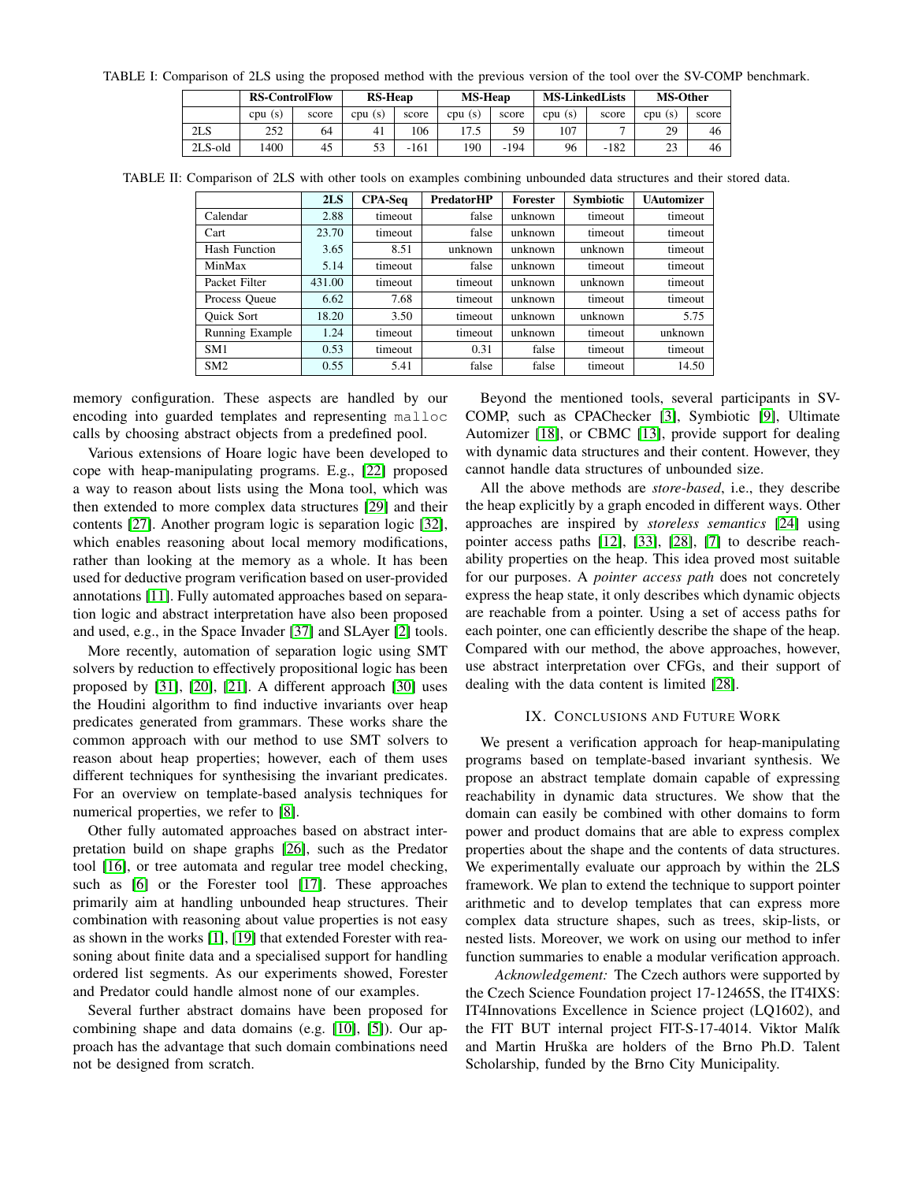TABLE I: Comparison of 2LS using the proposed method with the previous version of the tool over the SV-COMP benchmark.

| | RS-ControlFlow | | RS-Heap | | MS-Heap | | MS-LinkedLists | | MS-Other | |
|---|---|---|---|---|---|---|---|---|---|---|
| | cpu (s) | score | cpu (s) | score | cpu (s) | score | cpu (s) | score | cpu (s) | score |
| 2LS | 252 | 64 | 41 | 106 | 17.5 | 59 | 107 | 7 | 29 | 46 |
| 2LS-old | 1400 | 45 | 53 | -161 | 190 | -194 | 96 | -182 | 23 | 46 |

TABLE II: Comparison of 2LS with other tools on examples combining unbounded data structures and their stored data.

| | 2LS | CPA-Seq | PredatorHP | Forester | Symbiotic | UAutomizer |
|---|---|---|---|---|---|---|
| Calendar | 2.88 | timeout | false | unknown | timeout | timeout |
| Cart | 23.70 | timeout | false | unknown | timeout | timeout |
| Hash Function | 3.65 | 8.51 | unknown | unknown | unknown | timeout |
| MinMax | 5.14 | timeout | false | unknown | timeout | timeout |
| Packet Filter | 431.00 | timeout | timeout | unknown | unknown | timeout |
| Process Queue | 6.62 | 7.68 | timeout | unknown | timeout | timeout |
| Quick Sort | 18.20 | 3.50 | timeout | unknown | unknown | 5.75 |
| Running Example | 1.24 | timeout | timeout | unknown | timeout | unknown |
| SM1 | 0.53 | timeout | 0.31 | false | timeout | timeout |
| SM2 | 0.55 | 5.41 | false | false | timeout | 14.50 |

memory configuration. These aspects are handled by our encoding into guarded templates and representing `malloc` calls by choosing abstract objects from a predefined pool.

Various extensions of Hoare logic have been developed to cope with heap-manipulating programs. E.g., [22] proposed a way to reason about lists using the Mona tool, which was then extended to more complex data structures [29] and their contents [27]. Another program logic is separation logic [32], which enables reasoning about local memory modifications, rather than looking at the memory as a whole. It has been used for deductive program verification based on user-provided annotations [11]. Fully automated approaches based on separation logic and abstract interpretation have also been proposed and used, e.g., in the Space Invader [37] and SLAyer [2] tools.

More recently, automation of separation logic using SMT solvers by reduction to effectively propositional logic has been proposed by [31], [20], [21]. A different approach [30] uses the Houdini algorithm to find inductive invariants over heap predicates generated from grammars. These works share the common approach with our method to use SMT solvers to reason about heap properties; however, each of them uses different techniques for synthesising the invariant predicates. For an overview on template-based analysis techniques for numerical properties, we refer to [8].

Other fully automated approaches based on abstract interpretation build on shape graphs [26], such as the Predator tool [16], or tree automata and regular tree model checking, such as [6] or the Forester tool [17]. These approaches primarily aim at handling unbounded heap structures. Their combination with reasoning about value properties is not easy as shown in the works [1], [19] that extended Forester with reasoning about finite data and a specialised support for handling ordered list segments. As our experiments showed, Forester and Predator could handle almost none of our examples.

Several further abstract domains have been proposed for combining shape and data domains (e.g. [10], [5]). Our approach has the advantage that such domain combinations need not be designed from scratch.

Beyond the mentioned tools, several participants in SV-COMP, such as CPAChecker [3], Symbiotic [9], Ultimate Automizer [18], or CBMC [13], provide support for dealing with dynamic data structures and their content. However, they cannot handle data structures of unbounded size.

All the above methods are *store-based*, i.e., they describe the heap explicitly by a graph encoded in different ways. Other approaches are inspired by *storeless semantics* [24] using pointer access paths [12], [33], [28], [7] to describe reachability properties on the heap. This idea proved most suitable for our purposes. A *pointer access path* does not concretely express the heap state, it only describes which dynamic objects are reachable from a pointer. Using a set of access paths for each pointer, one can efficiently describe the shape of the heap. Compared with our method, the above approaches, however, use abstract interpretation over CFGs, and their support of dealing with the data content is limited [28].

## IX. Conclusions and Future Work

We present a verification approach for heap-manipulating programs based on template-based invariant synthesis. We propose an abstract template domain capable of expressing reachability in dynamic data structures. We show that the domain can easily be combined with other domains to form power and product domains that are able to express complex properties about the shape and the contents of data structures. We experimentally evaluate our approach by within the 2LS framework. We plan to extend the technique to support pointer arithmetic and to develop templates that can express more complex data structure shapes, such as trees, skip-lists, or nested lists. Moreover, we work on using our method to infer function summaries to enable a modular verification approach.

*Acknowledgement:* The Czech authors were supported by the Czech Science Foundation project 17-12465S, the IT4IXS: IT4Innovations Excellence in Science project (LQ1602), and the FIT BUT internal project FIT-S-17-4014. Viktor Malík and Martin Hruška are holders of the Brno Ph.D. Talent Scholarship, funded by the Brno City Municipality.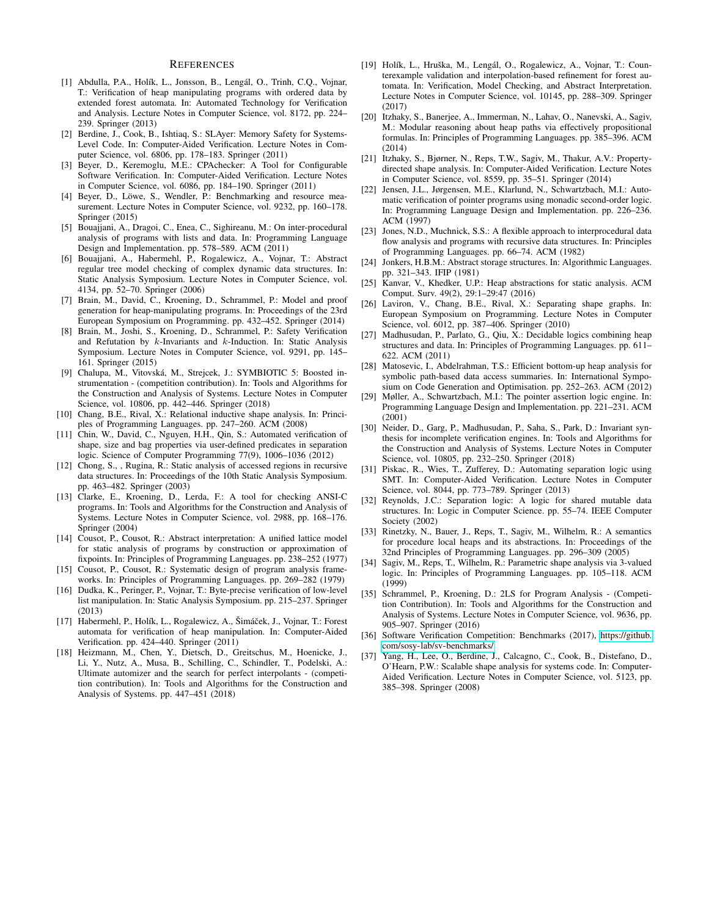# References

[1] Abdulla, P.A., Holík, L., Jonsson, B., Lengál, O., Trinh, C.Q., Vojnar, T.: Verification of heap manipulating programs with ordered data by extended forest automata. In: Automated Technology for Verification and Analysis. Lecture Notes in Computer Science, vol. 8172, pp. 224–239. Springer (2013)

[2] Berdine, J., Cook, B., Ishtiaq, S.: SLAyer: Memory Safety for Systems-Level Code. In: Computer-Aided Verification. Lecture Notes in Computer Science, vol. 6806, pp. 178–183. Springer (2011)

[3] Beyer, D., Keremoglu, M.E.: CPAchecker: A Tool for Configurable Software Verification. In: Computer-Aided Verification. Lecture Notes in Computer Science, vol. 6086, pp. 184–190. Springer (2011)

[4] Beyer, D., Löwe, S., Wendler, P.: Benchmarking and resource measurement. Lecture Notes in Computer Science, vol. 9232, pp. 160–178. Springer (2015)

[5] Bouajjani, A., Dragoi, C., Enea, C., Sighireanu, M.: On inter-procedural analysis of programs with lists and data. In: Programming Language Design and Implementation. pp. 578–589. ACM (2011)

[6] Bouajjani, A., Habermehl, P., Rogalewicz, A., Vojnar, T.: Abstract regular tree model checking of complex dynamic data structures. In: Static Analysis Symposium. Lecture Notes in Computer Science, vol. 4134, pp. 52–70. Springer (2006)

[7] Brain, M., David, C., Kroening, D., Schrammel, P.: Model and proof generation for heap-manipulating programs. In: Proceedings of the 23rd European Symposium on Programming. pp. 432–452. Springer (2014)

[8] Brain, M., Joshi, S., Kroening, D., Schrammel, P.: Safety Verification and Refutation by $k$-Invariants and $k$-Induction. In: Static Analysis Symposium. Lecture Notes in Computer Science, vol. 9291, pp. 145–161. Springer (2015)

[9] Chalupa, M., Vitovská, M., Strejcek, J.: SYMBIOTIC 5: Boosted instrumentation - (competition contribution). In: Tools and Algorithms for the Construction and Analysis of Systems. Lecture Notes in Computer Science, vol. 10806, pp. 442–446. Springer (2018)

[10] Chang, B.E., Rival, X.: Relational inductive shape analysis. In: Principles of Programming Languages. pp. 247–260. ACM (2008)

[11] Chin, W., David, C., Nguyen, H.H., Qin, S.: Automated verification of shape, size and bag properties via user-defined predicates in separation logic. Science of Computer Programming 77(9), 1006–1036 (2012)

[12] Chong, S., , Rugina, R.: Static analysis of accessed regions in recursive data structures. In: Proceedings of the 10th Static Analysis Symposium. pp. 463–482. Springer (2003)

[13] Clarke, E., Kroening, D., Lerda, F.: A tool for checking ANSI-C programs. In: Tools and Algorithms for the Construction and Analysis of Systems. Lecture Notes in Computer Science, vol. 2988, pp. 168–176. Springer (2004)

[14] Cousot, P., Cousot, R.: Abstract interpretation: A unified lattice model for static analysis of programs by construction or approximation of fixpoints. In: Principles of Programming Languages. pp. 238–252 (1977)

[15] Cousot, P., Cousot, R.: Systematic design of program analysis frameworks. In: Principles of Programming Languages. pp. 269–282 (1979)

[16] Dudka, K., Peringer, P., Vojnar, T.: Byte-precise verification of low-level list manipulation. In: Static Analysis Symposium. pp. 215–237. Springer (2013)

[17] Habermehl, P., Holík, L., Rogalewicz, A., Šimáček, J., Vojnar, T.: Forest automata for verification of heap manipulation. In: Computer-Aided Verification. pp. 424–440. Springer (2011)

[18] Heizmann, M., Chen, Y., Dietsch, D., Greitschus, M., Hoenicke, J., Li, Y., Nutz, A., Musa, B., Schilling, C., Schindler, T., Podelski, A.: Ultimate automizer and the search for perfect interpolants - (competition contribution). In: Tools and Algorithms for the Construction and Analysis of Systems. pp. 447–451 (2018)

[19] Holík, L., Hruška, M., Lengál, O., Rogalewicz, A., Vojnar, T.: Counterexample validation and interpolation-based refinement for forest automata. In: Verification, Model Checking, and Abstract Interpretation. Lecture Notes in Computer Science, vol. 10145, pp. 288–309. Springer (2017)

[20] Itzhaky, S., Banerjee, A., Immerman, N., Lahav, O., Nanevski, A., Sagiv, M.: Modular reasoning about heap paths via effectively propositional formulas. In: Principles of Programming Languages. pp. 385–396. ACM (2014)

[21] Itzhaky, S., Bjørner, N., Reps, T.W., Sagiv, M., Thakur, A.V.: Property-directed shape analysis. In: Computer-Aided Verification. Lecture Notes in Computer Science, vol. 8559, pp. 35–51. Springer (2014)

[22] Jensen, J.L., Jørgensen, M.E., Klarlund, N., Schwartzbach, M.I.: Automatic verification of pointer programs using monadic second-order logic. In: Programming Language Design and Implementation. pp. 226–236. ACM (1997)

[23] Jones, N.D., Muchnick, S.S.: A flexible approach to interprocedural data flow analysis and programs with recursive data structures. In: Principles of Programming Languages. pp. 66–74. ACM (1982)

[24] Jonkers, H.B.M.: Abstract storage structures. In: Algorithmic Languages. pp. 321–343. IFIP (1981)

[25] Kanvar, V., Khedker, U.P.: Heap abstractions for static analysis. ACM Comput. Surv. 49(2), 29:1–29:47 (2016)

[26] Laviron, V., Chang, B.E., Rival, X.: Separating shape graphs. In: European Symposium on Programming. Lecture Notes in Computer Science, vol. 6012, pp. 387–406. Springer (2010)

[27] Madhusudan, P., Parlato, G., Qiu, X.: Decidable logics combining heap structures and data. In: Principles of Programming Languages. pp. 611–622. ACM (2011)

[28] Matosevic, I., Abdelrahman, T.S.: Efficient bottom-up heap analysis for symbolic path-based data access summaries. In: International Symposium on Code Generation and Optimisation. pp. 252–263. ACM (2012)

[29] Møller, A., Schwartzbach, M.I.: The pointer assertion logic engine. In: Programming Language Design and Implementation. pp. 221–231. ACM (2001)

[30] Neider, D., Garg, P., Madhusudan, P., Saha, S., Park, D.: Invariant synthesis for incomplete verification engines. In: Tools and Algorithms for the Construction and Analysis of Systems. Lecture Notes in Computer Science, vol. 10805, pp. 232–250. Springer (2018)

[31] Piskac, R., Wies, T., Zufferey, D.: Automating separation logic using SMT. In: Computer-Aided Verification. Lecture Notes in Computer Science, vol. 8044, pp. 773–789. Springer (2013)

[32] Reynolds, J.C.: Separation logic: A logic for shared mutable data structures. In: Logic in Computer Science. pp. 55–74. IEEE Computer Society (2002)

[33] Rinetzky, N., Bauer, J., Reps, T., Sagiv, M., Wilhelm, R.: A semantics for procedure local heaps and its abstractions. In: Proceedings of the 32nd Principles of Programming Languages. pp. 296–309 (2005)

[34] Sagiv, M., Reps, T., Wilhelm, R.: Parametric shape analysis via 3-valued logic. In: Principles of Programming Languages. pp. 105–118. ACM (1999)

[35] Schrammel, P., Kroening, D.: 2LS for Program Analysis - (Competition Contribution). In: Tools and Algorithms for the Construction and Analysis of Systems. Lecture Notes in Computer Science, vol. 9636, pp. 905–907. Springer (2016)

[36] Software Verification Competition: Benchmarks (2017), https://github.com/sosy-lab/sv-benchmarks/

[37] Yang, H., Lee, O., Berdine, J., Calcagno, C., Cook, B., Distefano, D., O'Hearn, P.W.: Scalable shape analysis for systems code. In: Computer-Aided Verification. Lecture Notes in Computer Science, vol. 5123, pp. 385–398. Springer (2008)